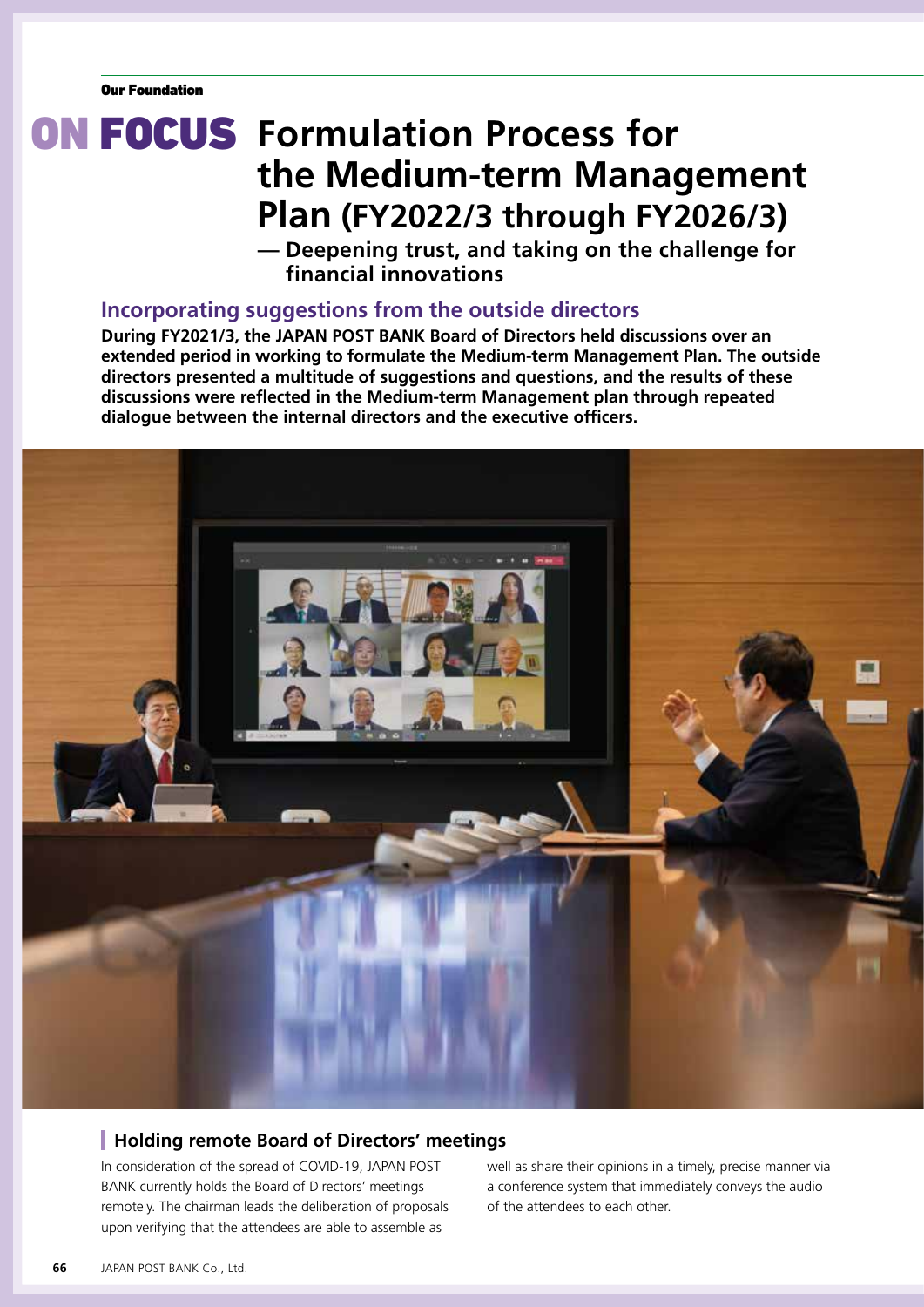Our Foundation

# ON FOCUS Formulation Process for the Medium-term Management Plan (FY2022/3 through FY2026/3)

## — Deepening trust, and taking on the challenge for financial innovations

## Incorporating suggestions from the outside directors

**During FY2021/3, the JAPAN POST BANK Board of Directors held discussions over an extended period in working to formulate the Medium-term Management Plan. The outside directors presented a multitude of suggestions and questions, and the results of these discussions were reflected in the Medium-term Management plan through repeated dialogue between the internal directors and the executive officers.**

### Holding remote Board of Directors' meetings

In consideration of the spread of COVID-19, JAPAN POST BANK currently holds the Board of Directors' meetings remotely. The chairman leads the deliberation of proposals upon verifying that the attendees are able to assemble as well as share their opinions in a timely, precise manner via a conference system that immediately conveys the audio of the attendees to each other.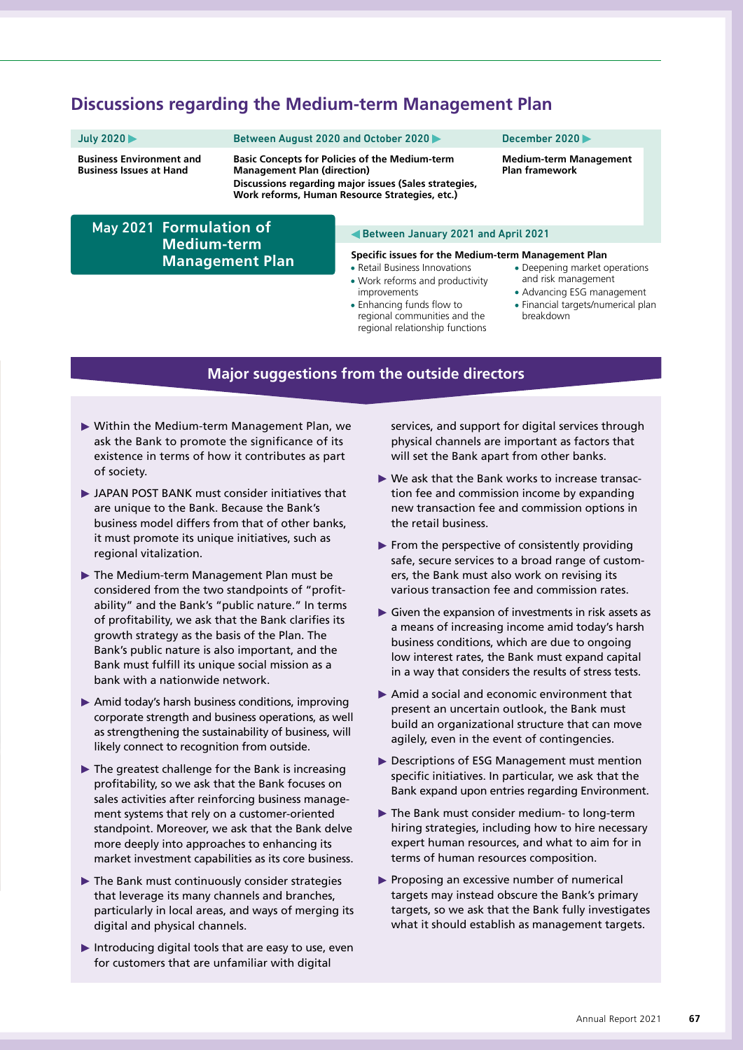## Discussions regarding the Medium-term Management Plan

**July 2020 ▶**

**Business Environment and Business Issues at Hand**

**Between August 2020 and October 2020 ▶**

**Basic Concepts for Policies of the Medium-term Management Plan (direction)**

**Discussions regarding major issues (Sales strategies, Work reforms, Human Resource Strategies, etc.)**

**December 2020 ▶**

**Medium-term Management Plan framework**

**◀ Between January 2021 and April 2021**

**Specific issues for the Medium-term Management Plan**

- Retail Business Innovations
- Work reforms and productivity improvements
- Enhancing funds flow to regional communities and the regional relationship functions
- Deepening market operations and risk management
- Advancing ESG management
- Financial targets/numerical plan breakdown

**May 2021 Formulation of Medium-term Management Plan**

### Major suggestions from the outside directors

- Within the Medium-term Management Plan, we ask the Bank to promote the significance of its existence in terms of how it contributes as part of society.
- JAPAN POST BANK must consider initiatives that are unique to the Bank. Because the Bank's business model differs from that of other banks, it must promote its unique initiatives, such as regional vitalization.
- The Medium-term Management Plan must be considered from the two standpoints of "profitability" and the Bank's "public nature." In terms of profitability, we ask that the Bank clarifies its growth strategy as the basis of the Plan. The Bank's public nature is also important, and the Bank must fulfill its unique social mission as a bank with a nationwide network.
- Amid today's harsh business conditions, improving corporate strength and business operations, as well as strengthening the sustainability of business, will likely connect to recognition from outside.
- The greatest challenge for the Bank is increasing profitability, so we ask that the Bank focuses on sales activities after reinforcing business management systems that rely on a customer-oriented standpoint. Moreover, we ask that the Bank delve more deeply into approaches to enhancing its market investment capabilities as its core business.
- The Bank must continuously consider strategies that leverage its many channels and branches, particularly in local areas, and ways of merging its digital and physical channels.
- Introducing digital tools that are easy to use, even for customers that are unfamiliar with digital services, and support for digital services through physical channels are important as factors that will set the Bank apart from other banks.
- We ask that the Bank works to increase transaction fee and commission income by expanding new transaction fee and commission options in the retail business.
- From the perspective of consistently providing safe, secure services to a broad range of customers, the Bank must also work on revising its various transaction fee and commission rates.
- Given the expansion of investments in risk assets as a means of increasing income amid today's harsh business conditions, which are due to ongoing low interest rates, the Bank must expand capital in a way that considers the results of stress tests.
- Amid a social and economic environment that present an uncertain outlook, the Bank must build an organizational structure that can move agilely, even in the event of contingencies.
- Descriptions of ESG Management must mention specific initiatives. In particular, we ask that the Bank expand upon entries regarding Environment.
- The Bank must consider medium- to long-term hiring strategies, including how to hire necessary expert human resources, and what to aim for in terms of human resources composition.
- Proposing an excessive number of numerical targets may instead obscure the Bank's primary targets, so we ask that the Bank fully investigates what it should establish as management targets.